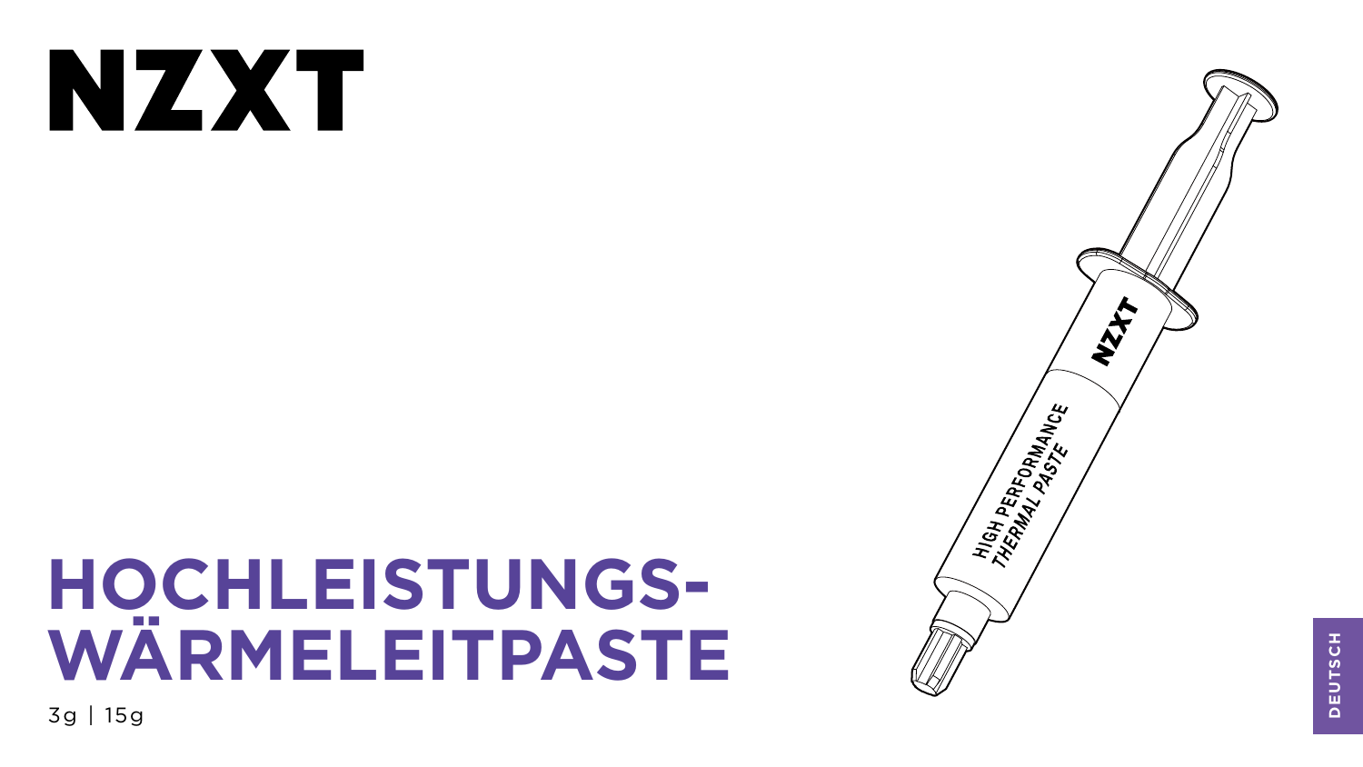NZXT

# HOCHLEISTUNGS-WÄRMELEITPASTE

3g | 15g

DEUTSCH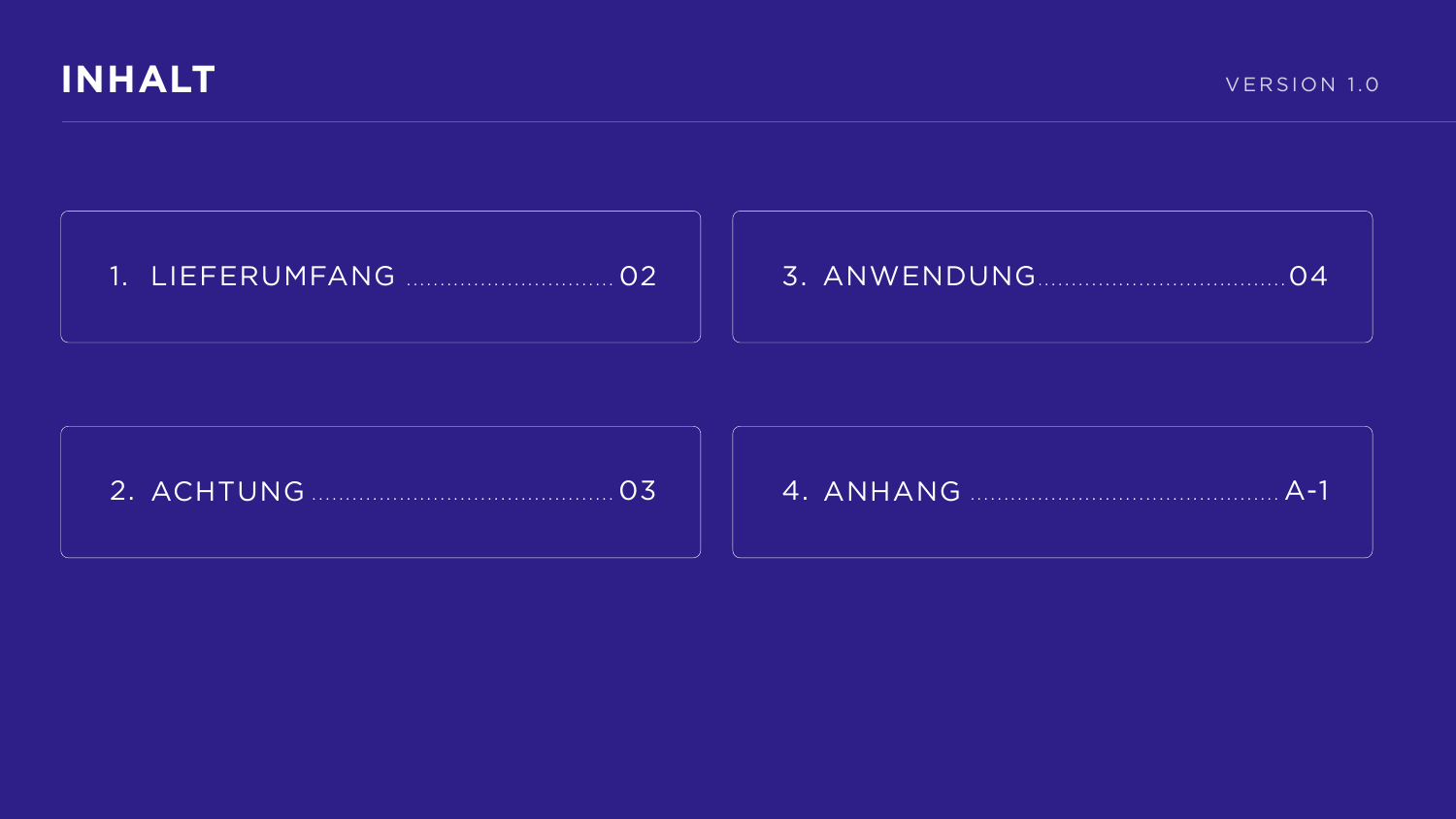# INHALT

VERSION 1.0

1. LIEFERUMFANG ............................... 02
2. ACHTUNG ........................................... 03
3. ANWENDUNG.................................... 04
4. ANHANG ............................................ A-1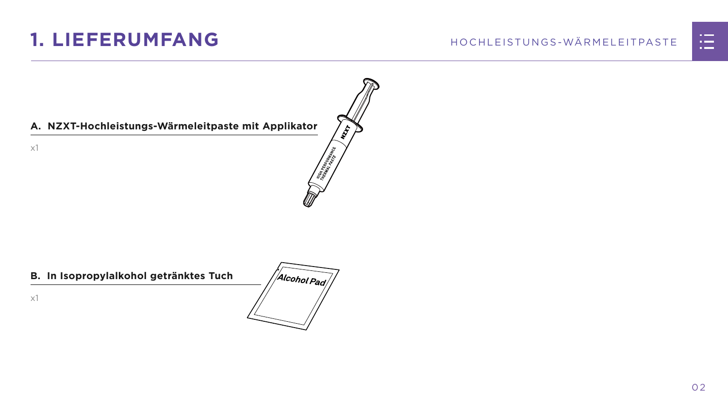# 1. LIEFERUMFANG

**A. NZXT-Hochleistungs-Wärmeleitpaste mit Applikator**

x1

**B. In Isopropylalkohol getränktes Tuch**

x1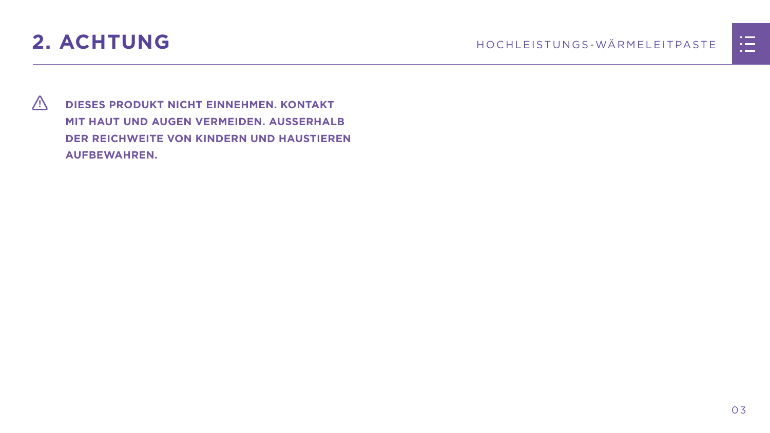# 2. ACHTUNG

⚠ **DIESES PRODUKT NICHT EINNEHMEN. KONTAKT MIT HAUT UND AUGEN VERMEIDEN. AUSSERHALB DER REICHWEITE VON KINDERN UND HAUSTIEREN AUFBEWAHREN.**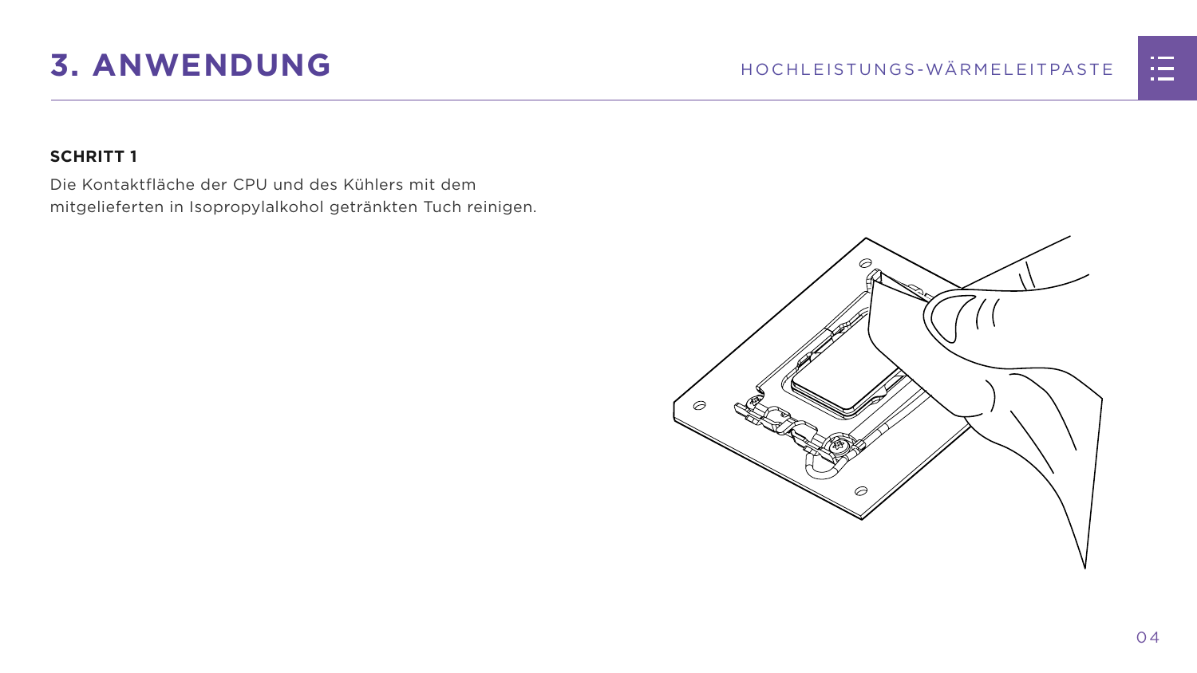# 3. ANWENDUNG

### SCHRITT 1

Die Kontaktfläche der CPU und des Kühlers mit dem mitgelieferten in Isopropylalkohol getränkten Tuch reinigen.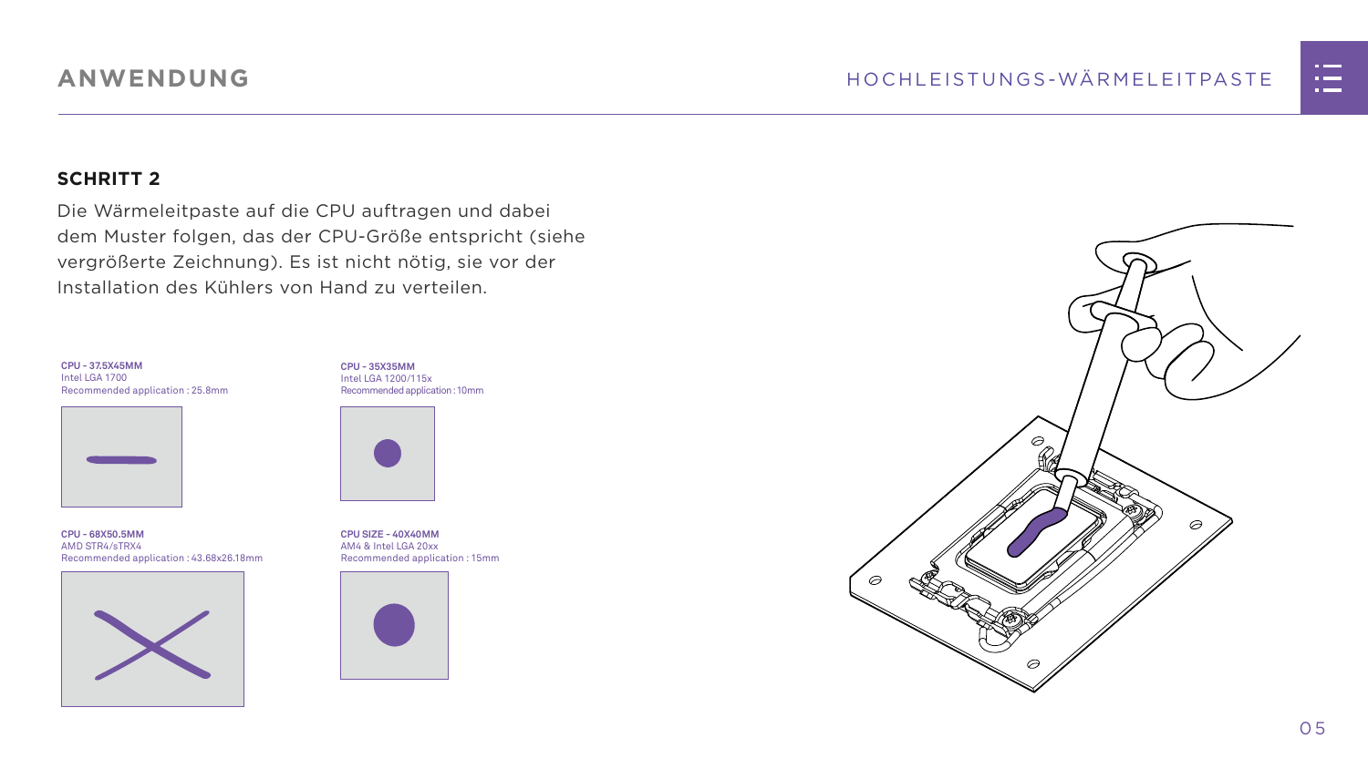## ANWENDUNG

### SCHRITT 2

Die Wärmeleitpaste auf die CPU auftragen und dabei dem Muster folgen, das der CPU-Größe entspricht (siehe vergrößerte Zeichnung). Es ist nicht nötig, sie vor der Installation des Kühlers von Hand zu verteilen.

**CPU - 37.5X45MM**
Intel LGA 1700
Recommended application : 25.8mm

**CPU - 35X35MM**
Intel LGA 1200/115x
Recommended application : 10mm

**CPU - 68X50.5MM**
AMD STR4/sTRX4
Recommended application : 43.68x26.18mm

**CPU SIZE - 40X40MM**
AM4 & Intel LGA 20xx
Recommended application : 15mm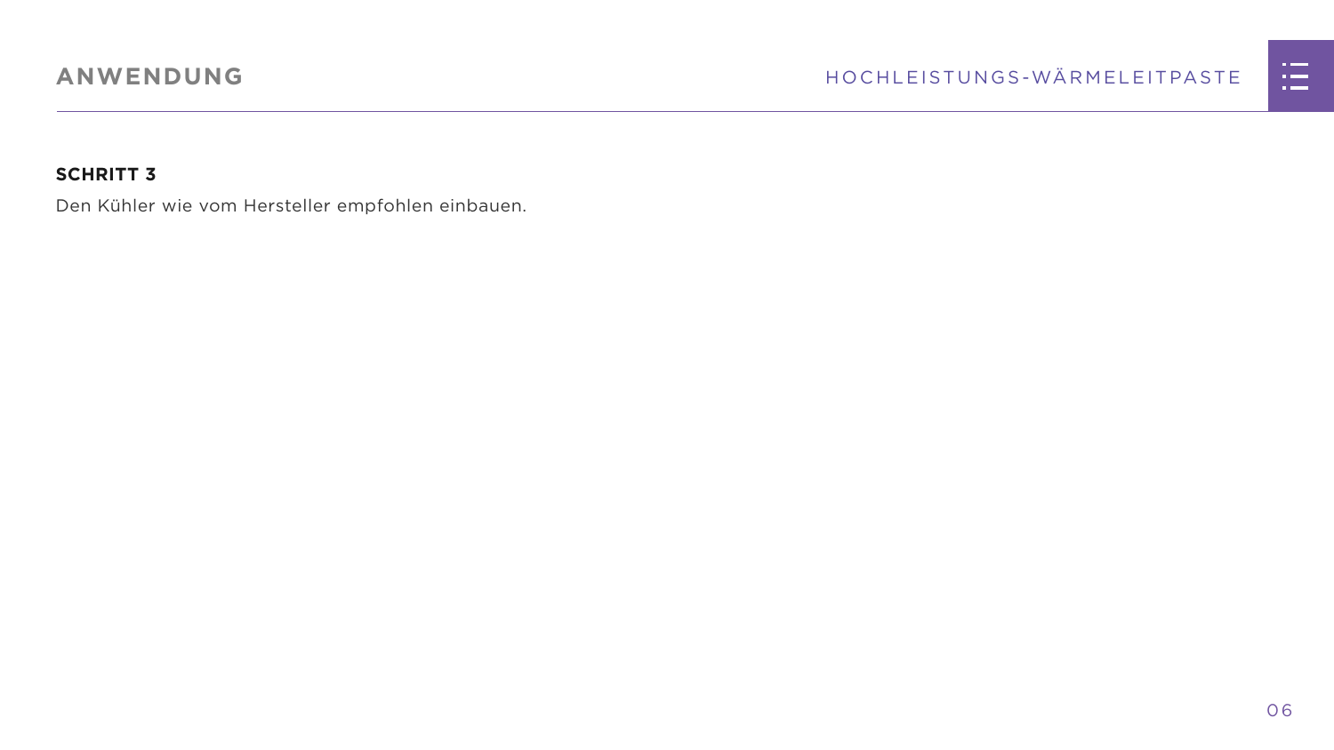**SCHRITT 3**

Den Kühler wie vom Hersteller empfohlen einbauen.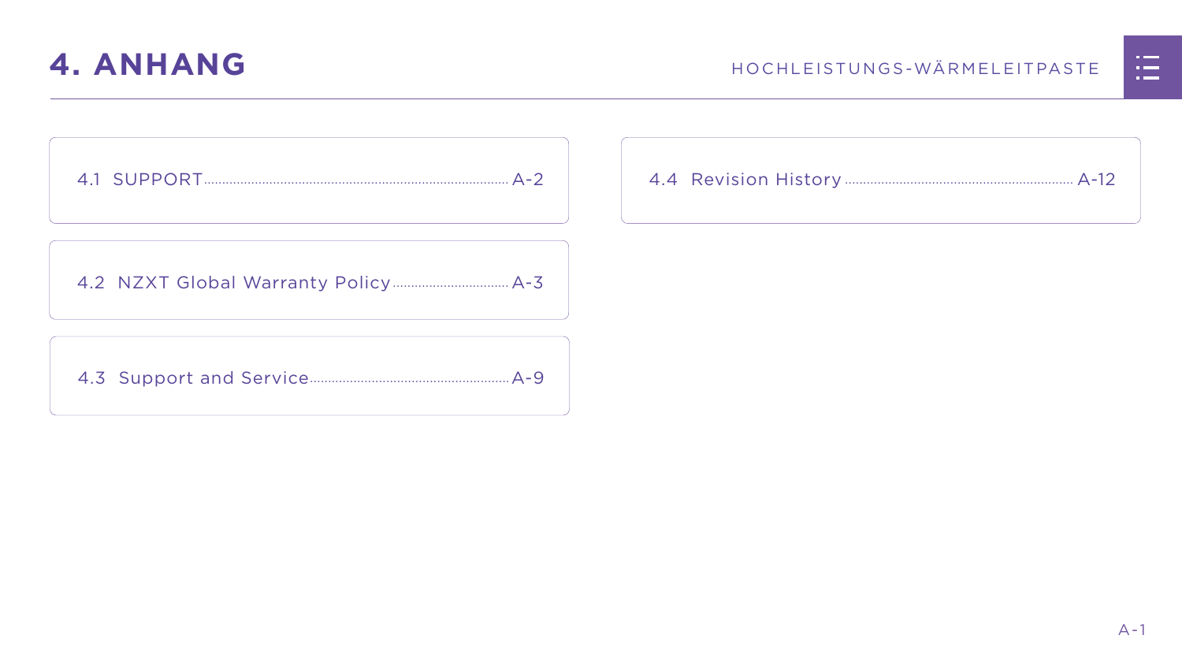# 4. ANHANG

- 4.1 SUPPORT ........ A-2
- 4.2 NZXT Global Warranty Policy ........ A-3
- 4.3 Support and Service ........ A-9
- 4.4 Revision History ........ A-12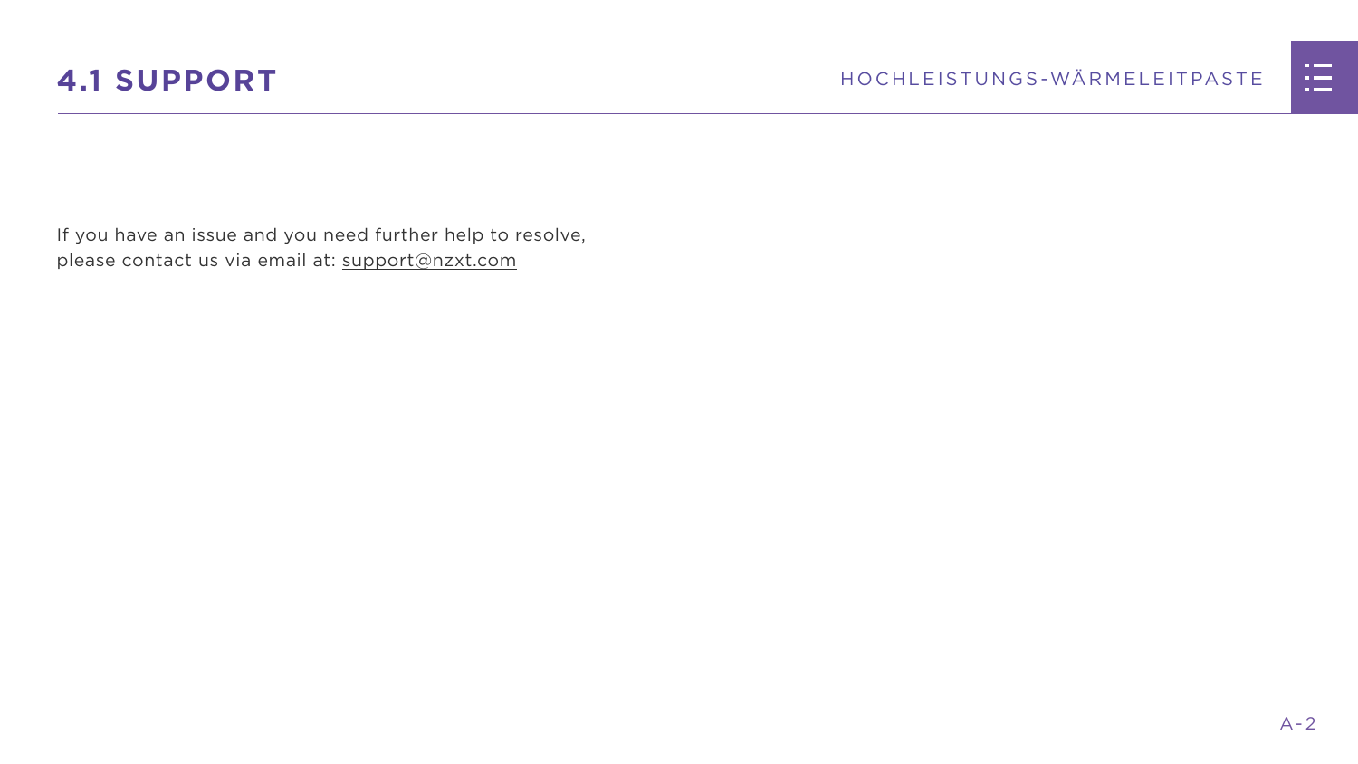# 4.1 SUPPORT

If you have an issue and you need further help to resolve, please contact us via email at: support@nzxt.com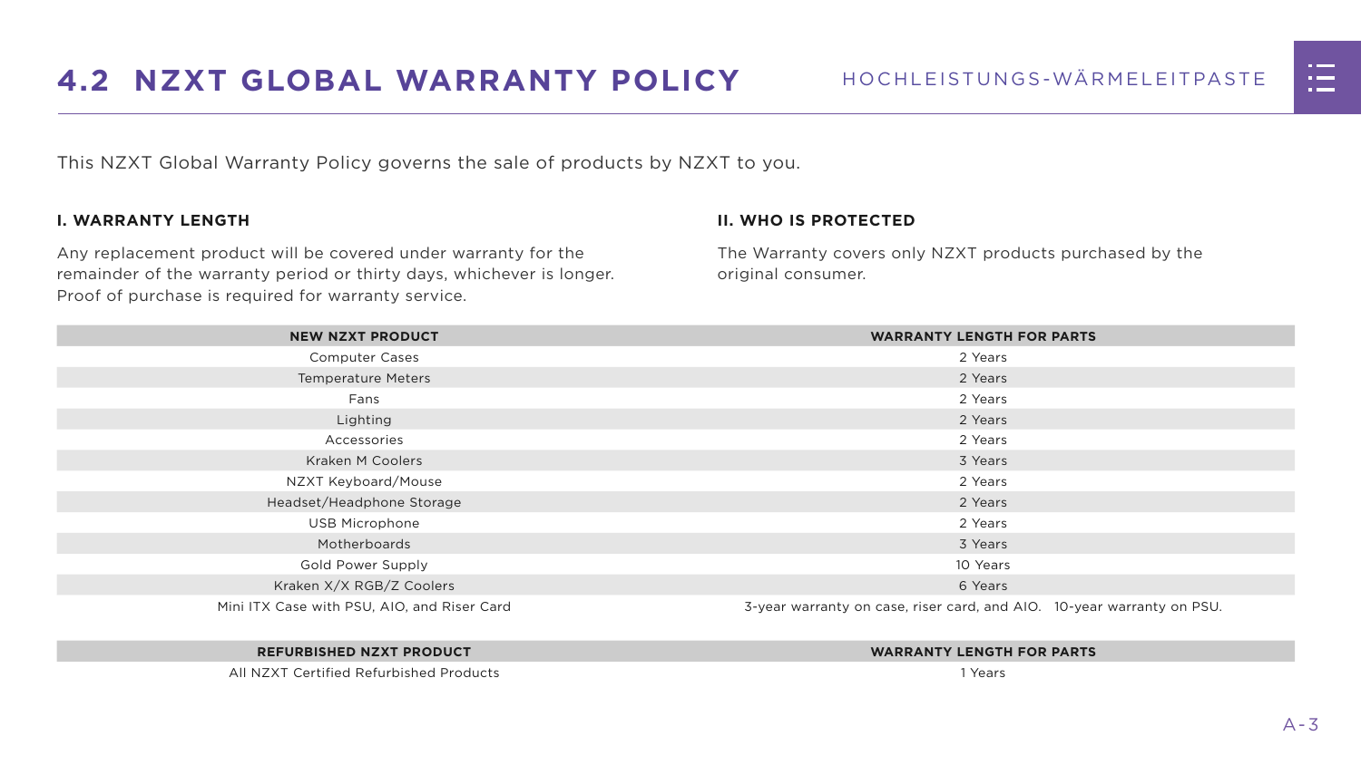## 4.2 NZXT GLOBAL WARRANTY POLICY

This NZXT Global Warranty Policy governs the sale of products by NZXT to you.

### I. WARRANTY LENGTH

Any replacement product will be covered under warranty for the remainder of the warranty period or thirty days, whichever is longer. Proof of purchase is required for warranty service.

### II. WHO IS PROTECTED

The Warranty covers only NZXT products purchased by the original consumer.

| NEW NZXT PRODUCT | WARRANTY LENGTH FOR PARTS |
|---|---|
| Computer Cases | 2 Years |
| Temperature Meters | 2 Years |
| Fans | 2 Years |
| Lighting | 2 Years |
| Accessories | 2 Years |
| Kraken M Coolers | 3 Years |
| NZXT Keyboard/Mouse | 2 Years |
| Headset/Headphone Storage | 2 Years |
| USB Microphone | 2 Years |
| Motherboards | 3 Years |
| Gold Power Supply | 10 Years |
| Kraken X/X RGB/Z Coolers | 6 Years |
| Mini ITX Case with PSU, AIO, and Riser Card | 3-year warranty on case, riser card, and AIO. 10-year warranty on PSU. |

| REFURBISHED NZXT PRODUCT | WARRANTY LENGTH FOR PARTS |
|---|---|
| All NZXT Certified Refurbished Products | 1 Years |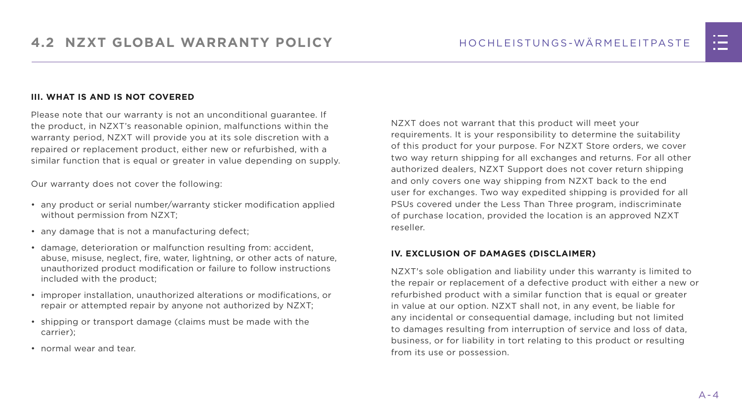## 4.2 NZXT GLOBAL WARRANTY POLICY

### III. WHAT IS AND IS NOT COVERED

Please note that our warranty is not an unconditional guarantee. If the product, in NZXT's reasonable opinion, malfunctions within the warranty period, NZXT will provide you at its sole discretion with a repaired or replacement product, either new or refurbished, with a similar function that is equal or greater in value depending on supply.

Our warranty does not cover the following:

- any product or serial number/warranty sticker modification applied without permission from NZXT;
- any damage that is not a manufacturing defect;
- damage, deterioration or malfunction resulting from: accident, abuse, misuse, neglect, fire, water, lightning, or other acts of nature, unauthorized product modification or failure to follow instructions included with the product;
- improper installation, unauthorized alterations or modifications, or repair or attempted repair by anyone not authorized by NZXT;
- shipping or transport damage (claims must be made with the carrier);
- normal wear and tear.

NZXT does not warrant that this product will meet your requirements. It is your responsibility to determine the suitability of this product for your purpose. For NZXT Store orders, we cover two way return shipping for all exchanges and returns. For all other authorized dealers, NZXT Support does not cover return shipping and only covers one way shipping from NZXT back to the end user for exchanges. Two way expedited shipping is provided for all PSUs covered under the Less Than Three program, indiscriminate of purchase location, provided the location is an approved NZXT reseller.

### IV. EXCLUSION OF DAMAGES (DISCLAIMER)

NZXT's sole obligation and liability under this warranty is limited to the repair or replacement of a defective product with either a new or refurbished product with a similar function that is equal or greater in value at our option. NZXT shall not, in any event, be liable for any incidental or consequential damage, including but not limited to damages resulting from interruption of service and loss of data, business, or for liability in tort relating to this product or resulting from its use or possession.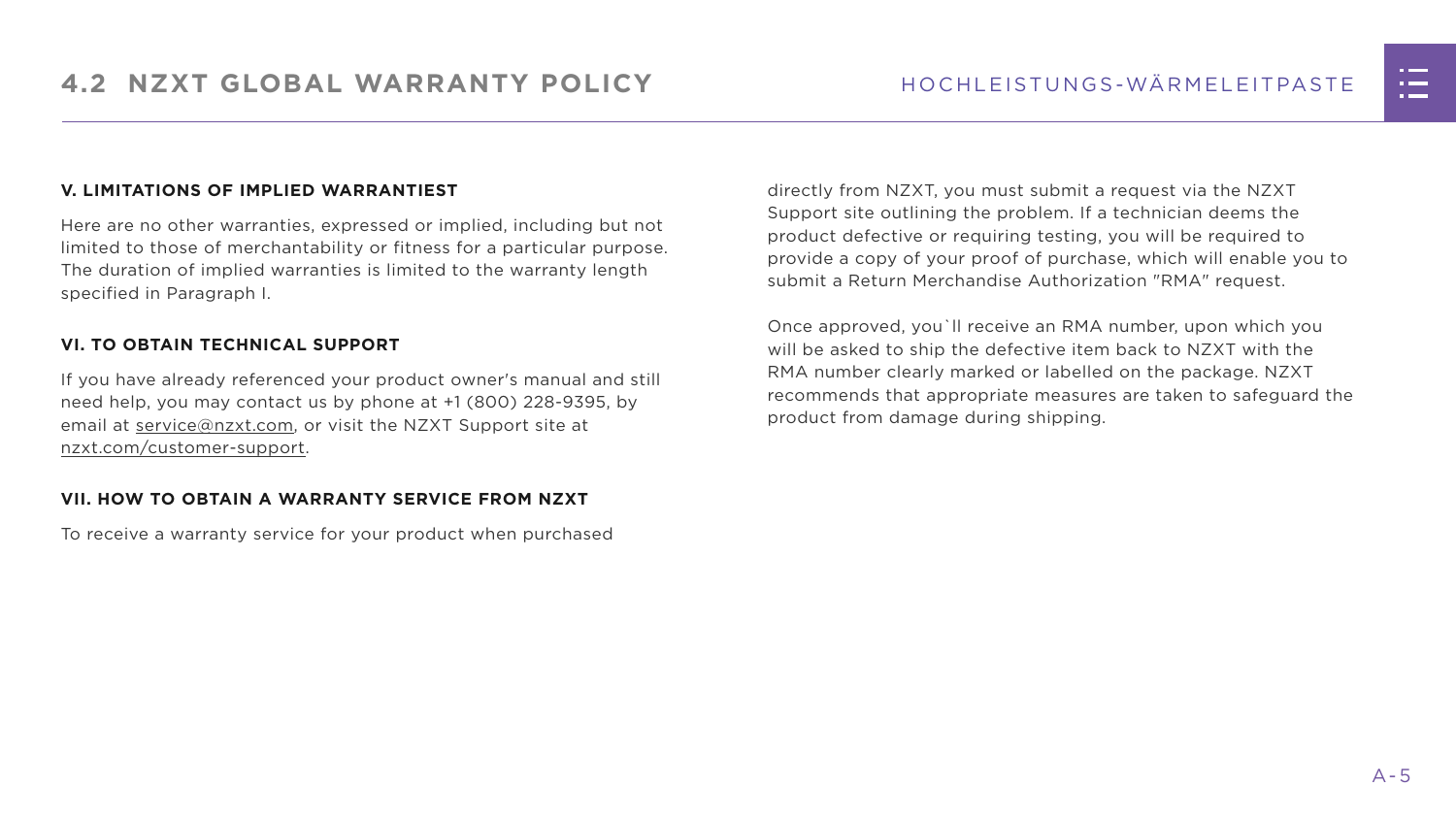## 4.2 NZXT GLOBAL WARRANTY POLICY

### V. LIMITATIONS OF IMPLIED WARRANTIEST

Here are no other warranties, expressed or implied, including but not limited to those of merchantability or fitness for a particular purpose. The duration of implied warranties is limited to the warranty length specified in Paragraph I.

### VI. TO OBTAIN TECHNICAL SUPPORT

If you have already referenced your product owner's manual and still need help, you may contact us by phone at +1 (800) 228-9395, by email at service@nzxt.com, or visit the NZXT Support site at nzxt.com/customer-support.

### VII. HOW TO OBTAIN A WARRANTY SERVICE FROM NZXT

To receive a warranty service for your product when purchased directly from NZXT, you must submit a request via the NZXT Support site outlining the problem. If a technician deems the product defective or requiring testing, you will be required to provide a copy of your proof of purchase, which will enable you to submit a Return Merchandise Authorization "RMA" request.

Once approved, you`ll receive an RMA number, upon which you will be asked to ship the defective item back to NZXT with the RMA number clearly marked or labelled on the package. NZXT recommends that appropriate measures are taken to safeguard the product from damage during shipping.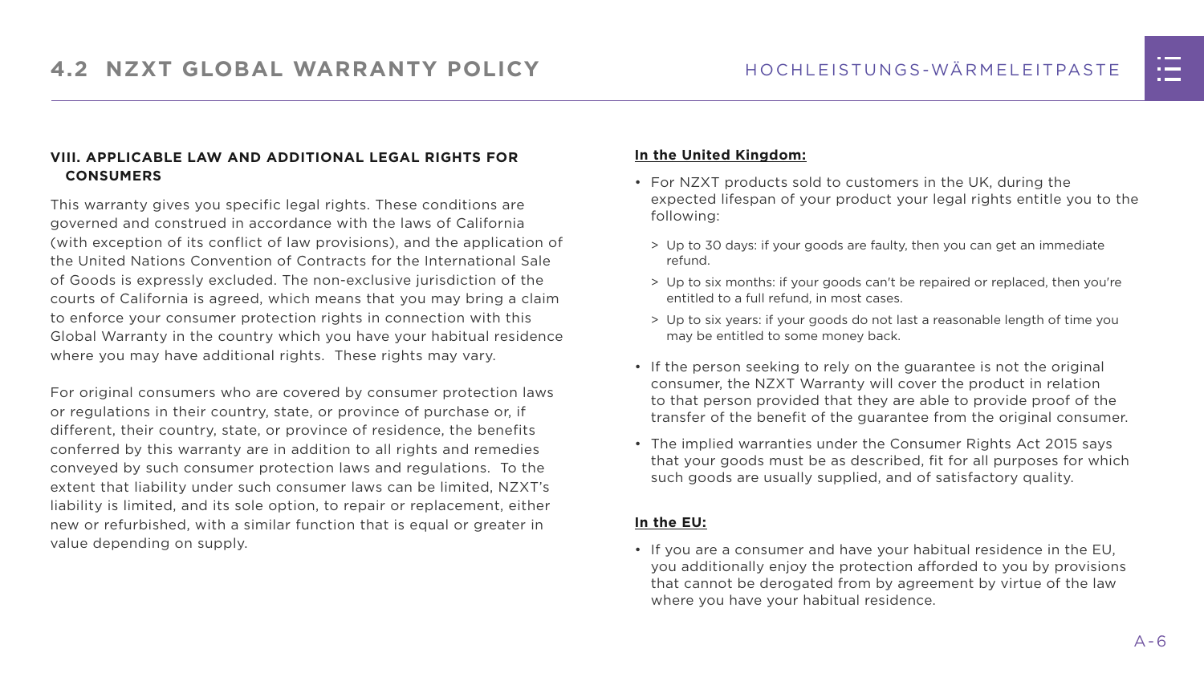### VIII. APPLICABLE LAW AND ADDITIONAL LEGAL RIGHTS FOR CONSUMERS

This warranty gives you specific legal rights. These conditions are governed and construed in accordance with the laws of California (with exception of its conflict of law provisions), and the application of the United Nations Convention of Contracts for the International Sale of Goods is expressly excluded. The non-exclusive jurisdiction of the courts of California is agreed, which means that you may bring a claim to enforce your consumer protection rights in connection with this Global Warranty in the country which you have your habitual residence where you may have additional rights. These rights may vary.

For original consumers who are covered by consumer protection laws or regulations in their country, state, or province of purchase or, if different, their country, state, or province of residence, the benefits conferred by this warranty are in addition to all rights and remedies conveyed by such consumer protection laws and regulations. To the extent that liability under such consumer laws can be limited, NZXT's liability is limited, and its sole option, to repair or replacement, either new or refurbished, with a similar function that is equal or greater in value depending on supply.

**In the United Kingdom:**

- For NZXT products sold to customers in the UK, during the expected lifespan of your product your legal rights entitle you to the following:
  - Up to 30 days: if your goods are faulty, then you can get an immediate refund.
  - Up to six months: if your goods can't be repaired or replaced, then you're entitled to a full refund, in most cases.
  - Up to six years: if your goods do not last a reasonable length of time you may be entitled to some money back.
- If the person seeking to rely on the guarantee is not the original consumer, the NZXT Warranty will cover the product in relation to that person provided that they are able to provide proof of the transfer of the benefit of the guarantee from the original consumer.
- The implied warranties under the Consumer Rights Act 2015 says that your goods must be as described, fit for all purposes for which such goods are usually supplied, and of satisfactory quality.

**In the EU:**

- If you are a consumer and have your habitual residence in the EU, you additionally enjoy the protection afforded to you by provisions that cannot be derogated from by agreement by virtue of the law where you have your habitual residence.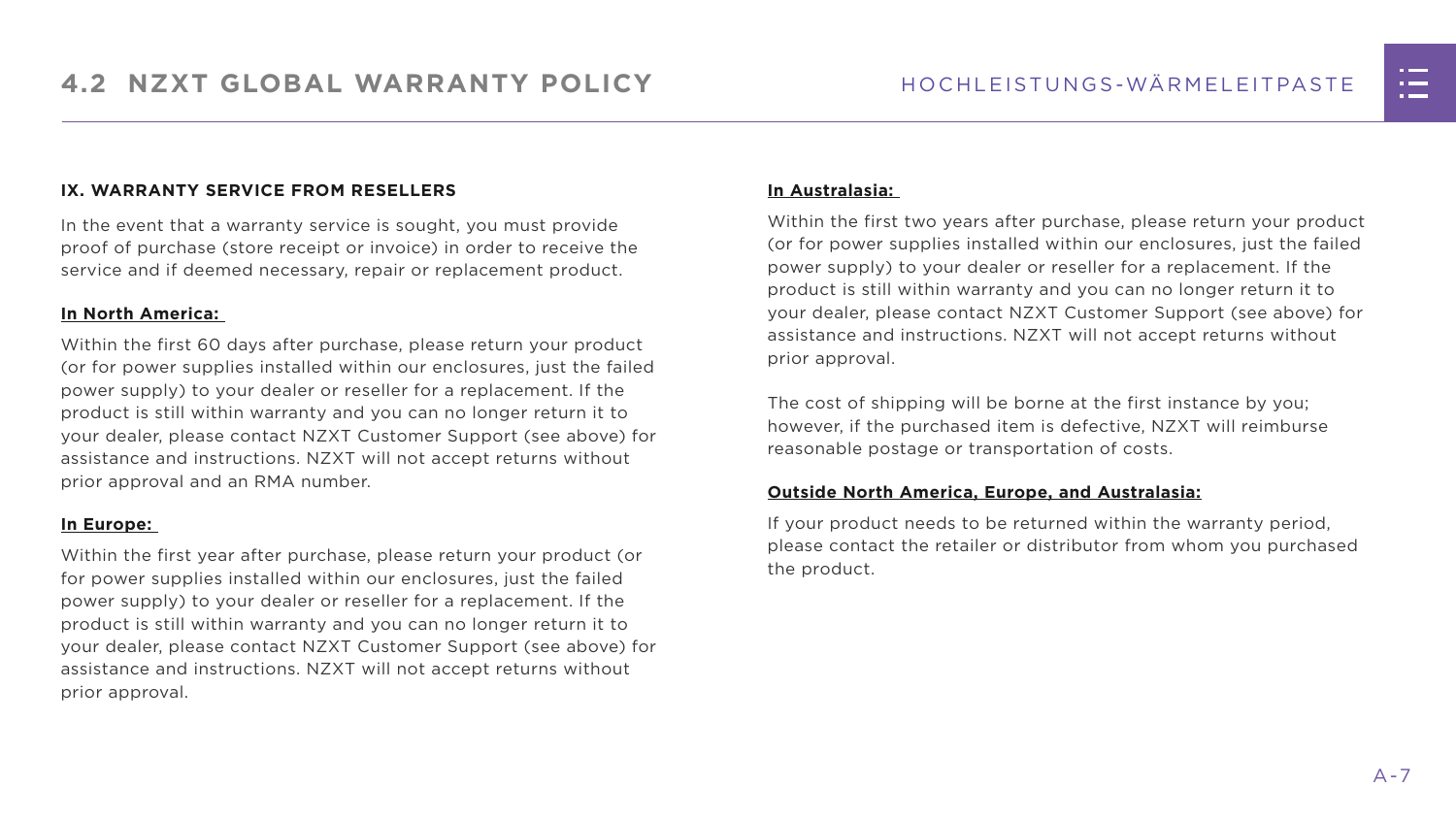## 4.2 NZXT GLOBAL WARRANTY POLICY

**IX. WARRANTY SERVICE FROM RESELLERS**

In the event that a warranty service is sought, you must provide proof of purchase (store receipt or invoice) in order to receive the service and if deemed necessary, repair or replacement product.

**In North America:**

Within the first 60 days after purchase, please return your product (or for power supplies installed within our enclosures, just the failed power supply) to your dealer or reseller for a replacement. If the product is still within warranty and you can no longer return it to your dealer, please contact NZXT Customer Support (see above) for assistance and instructions. NZXT will not accept returns without prior approval and an RMA number.

**In Europe:**

Within the first year after purchase, please return your product (or for power supplies installed within our enclosures, just the failed power supply) to your dealer or reseller for a replacement. If the product is still within warranty and you can no longer return it to your dealer, please contact NZXT Customer Support (see above) for assistance and instructions. NZXT will not accept returns without prior approval.

**In Australasia:**

Within the first two years after purchase, please return your product (or for power supplies installed within our enclosures, just the failed power supply) to your dealer or reseller for a replacement. If the product is still within warranty and you can no longer return it to your dealer, please contact NZXT Customer Support (see above) for assistance and instructions. NZXT will not accept returns without prior approval.

The cost of shipping will be borne at the first instance by you; however, if the purchased item is defective, NZXT will reimburse reasonable postage or transportation of costs.

**Outside North America, Europe, and Australasia:**

If your product needs to be returned within the warranty period, please contact the retailer or distributor from whom you purchased the product.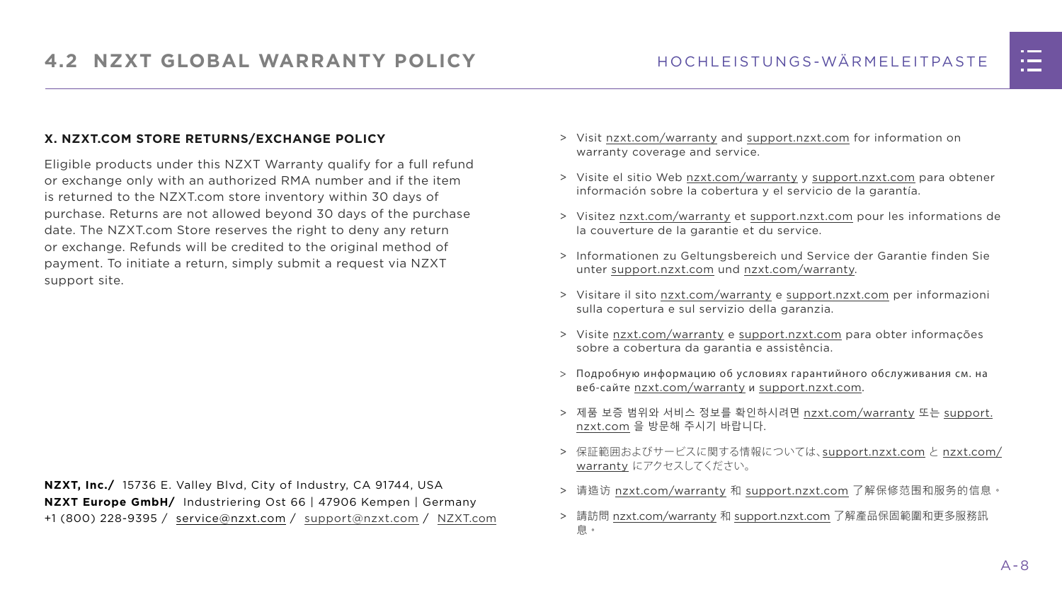### X. NZXT.COM STORE RETURNS/EXCHANGE POLICY

Eligible products under this NZXT Warranty qualify for a full refund or exchange only with an authorized RMA number and if the item is returned to the NZXT.com store inventory within 30 days of purchase. Returns are not allowed beyond 30 days of the purchase date. The NZXT.com Store reserves the right to deny any return or exchange. Refunds will be credited to the original method of payment. To initiate a return, simply submit a request via NZXT support site.

**NZXT, Inc./** 15736 E. Valley Blvd, City of Industry, CA 91744, USA
**NZXT Europe GmbH/** Industriering Ost 66 | 47906 Kempen | Germany
+1 (800) 228-9395 / service@nzxt.com / support@nzxt.com / NZXT.com

> Visit nzxt.com/warranty and support.nzxt.com for information on warranty coverage and service.

> Visite el sitio Web nzxt.com/warranty y support.nzxt.com para obtener información sobre la cobertura y el servicio de la garantía.

> Visitez nzxt.com/warranty et support.nzxt.com pour les informations de la couverture de la garantie et du service.

> Informationen zu Geltungsbereich und Service der Garantie finden Sie unter support.nzxt.com und nzxt.com/warranty.

> Visitare il sito nzxt.com/warranty e support.nzxt.com per informazioni sulla copertura e sul servizio della garanzia.

> Visite nzxt.com/warranty e support.nzxt.com para obter informações sobre a cobertura da garantia e assistência.

> Подробную информацию об условиях гарантийного обслуживания см. на веб-сайте nzxt.com/warranty и support.nzxt.com.

> 제품 보증 범위와 서비스 정보를 확인하시려면 nzxt.com/warranty 또는 support.nzxt.com 을 방문해 주시기 바랍니다.

> 保証範囲およびサービスに関する情報については、support.nzxt.com と nzxt.com/warranty にアクセスしてください。

> 请造访 nzxt.com/warranty 和 support.nzxt.com 了解保修范围和服务的信息。

> 請訪問 nzxt.com/warranty 和 support.nzxt.com 了解產品保固範圍和更多服務訊息。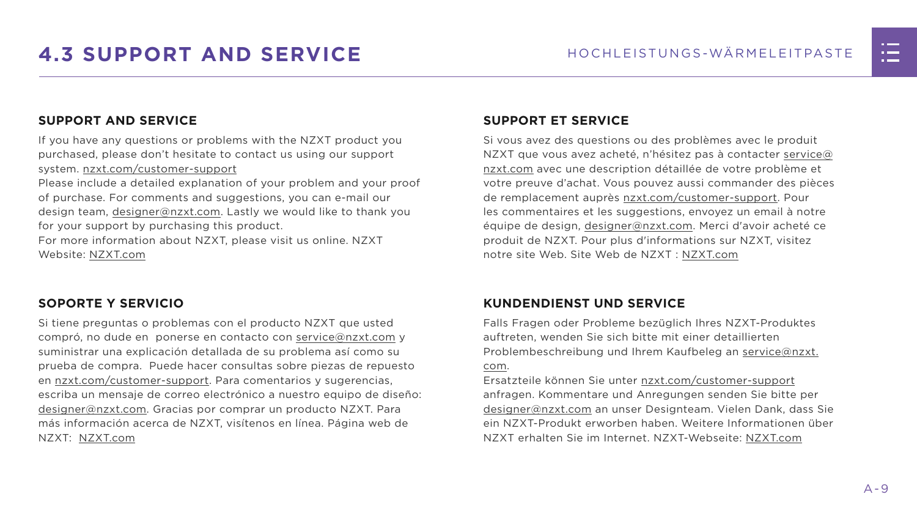# 4.3 SUPPORT AND SERVICE

### SUPPORT AND SERVICE

If you have any questions or problems with the NZXT product you purchased, please don't hesitate to contact us using our support system. nzxt.com/customer-support
Please include a detailed explanation of your problem and your proof of purchase. For comments and suggestions, you can e-mail our design team, designer@nzxt.com. Lastly we would like to thank you for your support by purchasing this product.
For more information about NZXT, please visit us online. NZXT Website: NZXT.com

### SOPORTE Y SERVICIO

Si tiene preguntas o problemas con el producto NZXT que usted compró, no dude en ponerse en contacto con service@nzxt.com y suministrar una explicación detallada de su problema así como su prueba de compra. Puede hacer consultas sobre piezas de repuesto en nzxt.com/customer-support. Para comentarios y sugerencias, escriba un mensaje de correo electrónico a nuestro equipo de diseño: designer@nzxt.com. Gracias por comprar un producto NZXT. Para más información acerca de NZXT, visítenos en línea. Página web de NZXT: NZXT.com

### SUPPORT ET SERVICE

Si vous avez des questions ou des problèmes avec le produit NZXT que vous avez acheté, n'hésitez pas à contacter service@nzxt.com avec une description détaillée de votre problème et votre preuve d'achat. Vous pouvez aussi commander des pièces de remplacement auprès nzxt.com/customer-support. Pour les commentaires et les suggestions, envoyez un email à notre équipe de design, designer@nzxt.com. Merci d'avoir acheté ce produit de NZXT. Pour plus d'informations sur NZXT, visitez notre site Web. Site Web de NZXT : NZXT.com

### KUNDENDIENST UND SERVICE

Falls Fragen oder Probleme bezüglich Ihres NZXT-Produktes auftreten, wenden Sie sich bitte mit einer detaillierten Problembeschreibung und Ihrem Kaufbeleg an service@nzxt.com.
Ersatzteile können Sie unter nzxt.com/customer-support anfragen. Kommentare und Anregungen senden Sie bitte per designer@nzxt.com an unser Designteam. Vielen Dank, dass Sie ein NZXT-Produkt erworben haben. Weitere Informationen über NZXT erhalten Sie im Internet. NZXT-Webseite: NZXT.com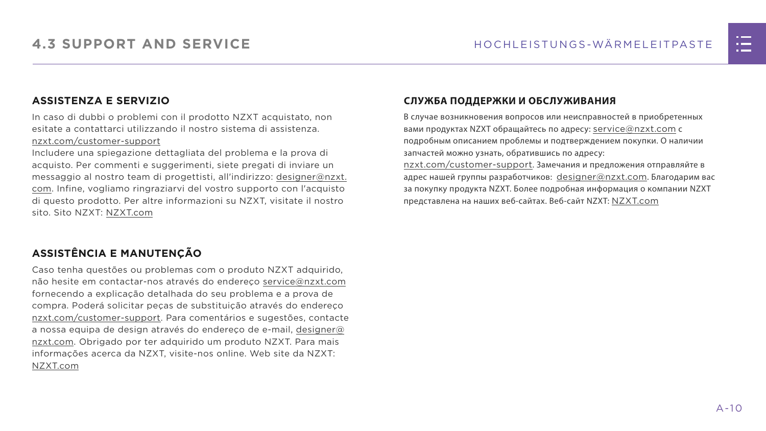# 4.3 SUPPORT AND SERVICE

## ASSISTENZA E SERVIZIO

In caso di dubbi o problemi con il prodotto NZXT acquistato, non esitate a contattarci utilizzando il nostro sistema di assistenza. nzxt.com/customer-support
Includere una spiegazione dettagliata del problema e la prova di acquisto. Per commenti e suggerimenti, siete pregati di inviare un messaggio al nostro team di progettisti, all'indirizzo: designer@nzxt.com. Infine, vogliamo ringraziarvi del vostro supporto con l'acquisto di questo prodotto. Per altre informazioni su NZXT, visitate il nostro sito. Sito NZXT: NZXT.com

## ASSISTÊNCIA E MANUTENÇÃO

Caso tenha questões ou problemas com o produto NZXT adquirido, não hesite em contactar-nos através do endereço service@nzxt.com fornecendo a explicação detalhada do seu problema e a prova de compra. Poderá solicitar peças de substituição através do endereço nzxt.com/customer-support. Para comentários e sugestões, contacte a nossa equipa de design através do endereço de e-mail, designer@nzxt.com. Obrigado por ter adquirido um produto NZXT. Para mais informações acerca da NZXT, visite-nos online. Web site da NZXT: NZXT.com

## СЛУЖБА ПОДДЕРЖКИ И ОБСЛУЖИВАНИЯ

В случае возникновения вопросов или неисправностей в приобретенных вами продуктах NZXT обращайтесь по адресу: service@nzxt.com с подробным описанием проблемы и подтверждением покупки. О наличии запчастей можно узнать, обратившись по адресу: nzxt.com/customer-support. Замечания и предложения отправляйте в адрес нашей группы разработчиков: designer@nzxt.com. Благодарим вас за покупку продукта NZXT. Более подробная информация о компании NZXT представлена на наших веб-сайтах. Веб-сайт NZXT: NZXT.com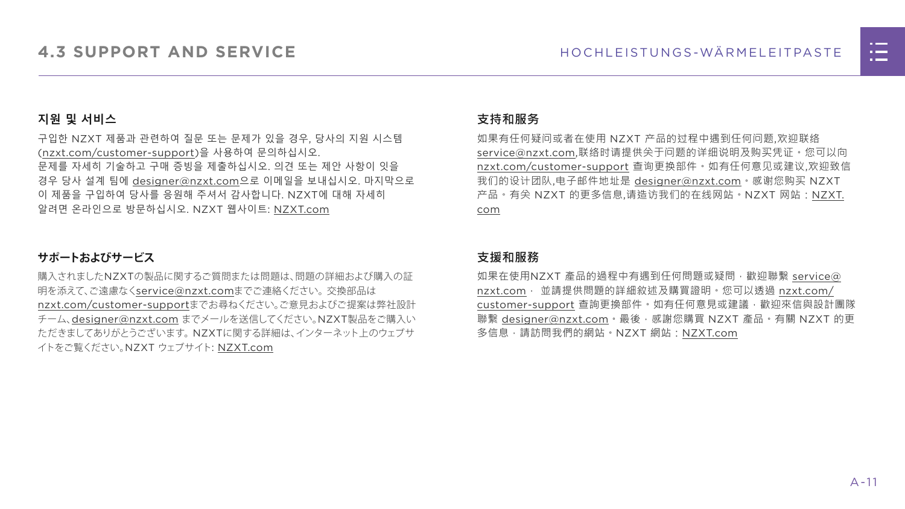# 4.3 SUPPORT AND SERVICE

## 지원 및 서비스

구입한 NZXT 제품과 관련하여 질문 또는 문제가 있을 경우, 당사의 지원 시스템 (nzxt.com/customer-support)을 사용하여 문의하십시오.
문제를 자세히 기술하고 구매 증빙을 제출하십시오. 의견 또는 제안 사항이 잇을 경우 당사 설계 팀에 designer@nzxt.com으로 이메일을 보내십시오. 마지막으로 이 제품을 구입하여 당사를 응원해 주셔서 감사합니다. NZXT에 대해 자세히 알려면 온라인으로 방문하십시오. NZXT 웹사이트: NZXT.com

## サポートおよびサービス

購入されましたNZXTの製品に関するご質問または問題は､問題の詳細および購入の証明を添えて､ご遠慮なくservice@nzxt.comまでご連絡ください。交換部品は nzxt.com/customer-supportまでお尋ねください｡ご意見およびご提案は弊社設計チーム､designer@nzxt.com までメールを送信してください｡NZXT製品をご購入いただきましてありがとうございます。NZXTに関する詳細は､インターネット上のウェブサイトをご覧ください｡NZXT ウェブサイト: NZXT.com

## 支持和服务

如果有任何疑问或者在使用 NZXT 产品的过程中遇到任何问题,欢迎联络 service@nzxt.com,联络时请提供关于问题的详细说明及购买凭证。您可以向 nzxt.com/customer-support 查询更换部件。如有任何意见或建议,欢迎致信我们的设计团队,电子邮件地址是 designer@nzxt.com。感谢您购买 NZXT 产品。有关 NZXT 的更多信息,请造访我们的在线网站。NZXT 网站：NZXT.com

## 支援和服務

如果在使用NZXT 產品的過程中有遇到任何問題或疑問，歡迎聯繫 service@nzxt.com， 並請提供問題的詳細敘述及購買證明。您可以透過 nzxt.com/customer-support 查詢更換部件。如有任何意見或建議，歡迎來信與設計團隊聯繫 designer@nzxt.com。最後，感謝您購買 NZXT 產品。有關 NZXT 的更多信息，請訪問我們的網站。NZXT 網站：NZXT.com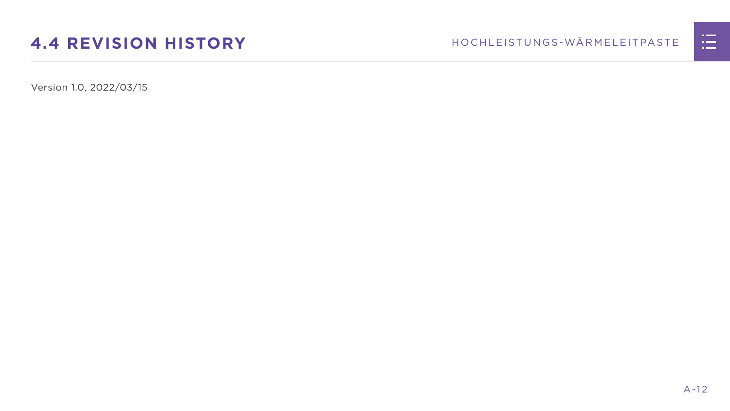## 4.4 REVISION HISTORY

Version 1.0, 2022/03/15